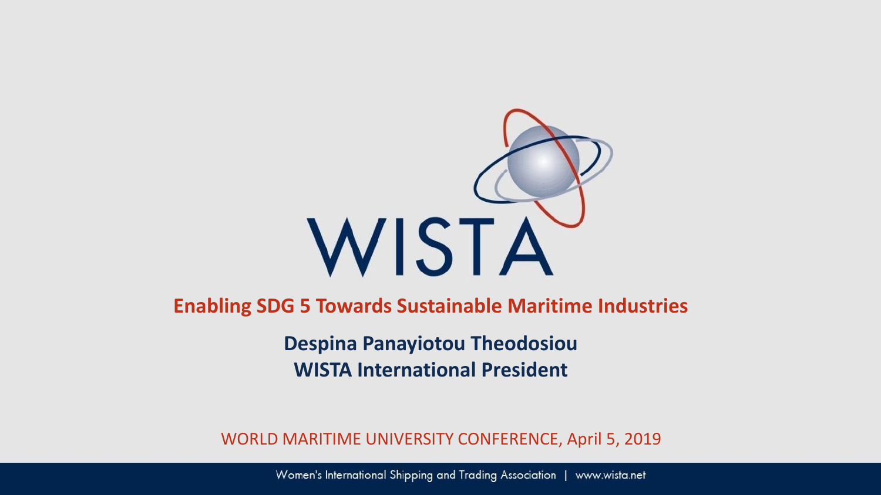WISTA

# Enabling SDG 5 Towards Sustainable Maritime Industries

**Despina Panayiotou Theodosiou**
**WISTA International President**

WORLD MARITIME UNIVERSITY CONFERENCE, April 5, 2019

Women's International Shipping and Trading Association | www.wista.net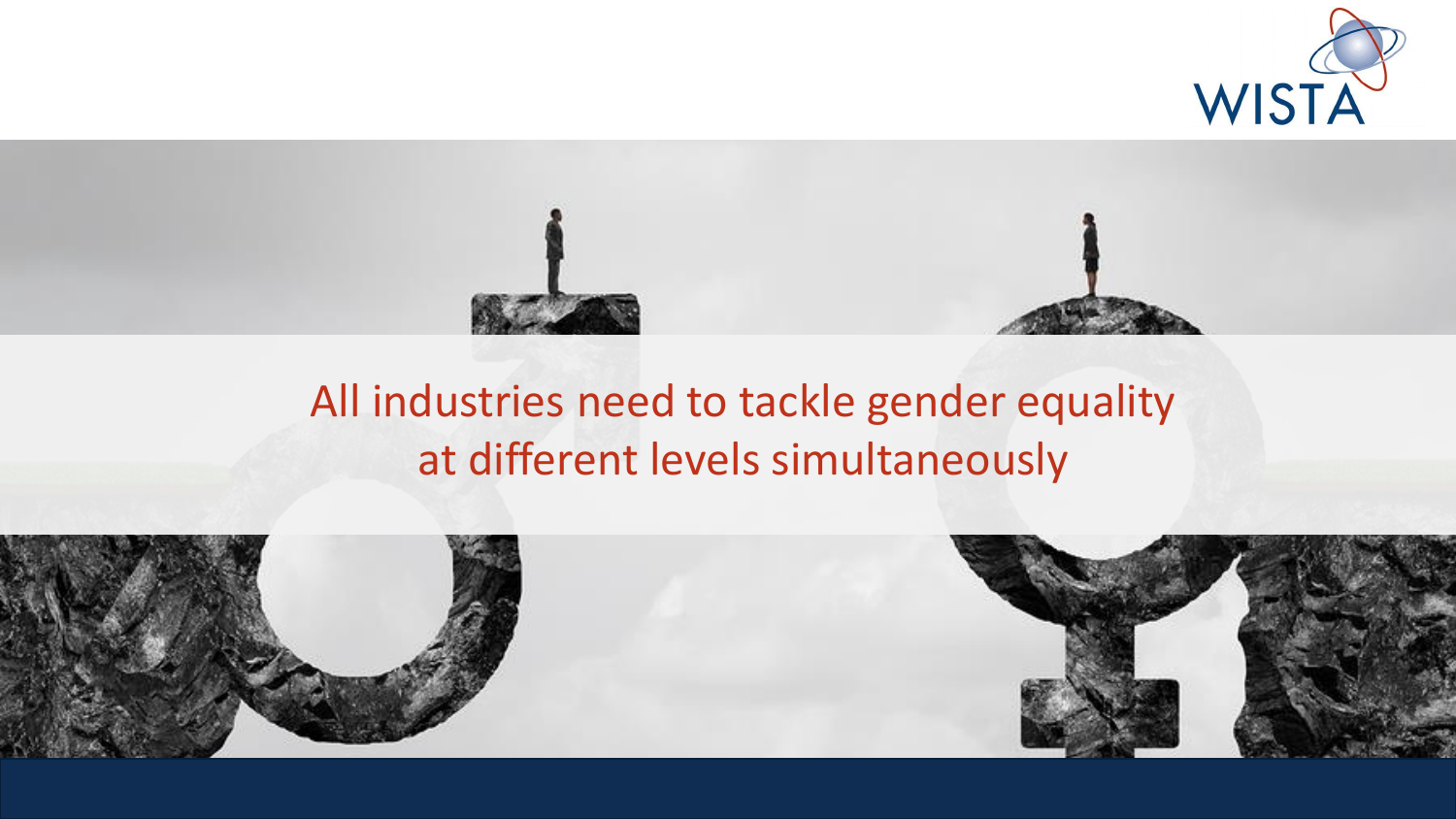All industries need to tackle gender equality at different levels simultaneously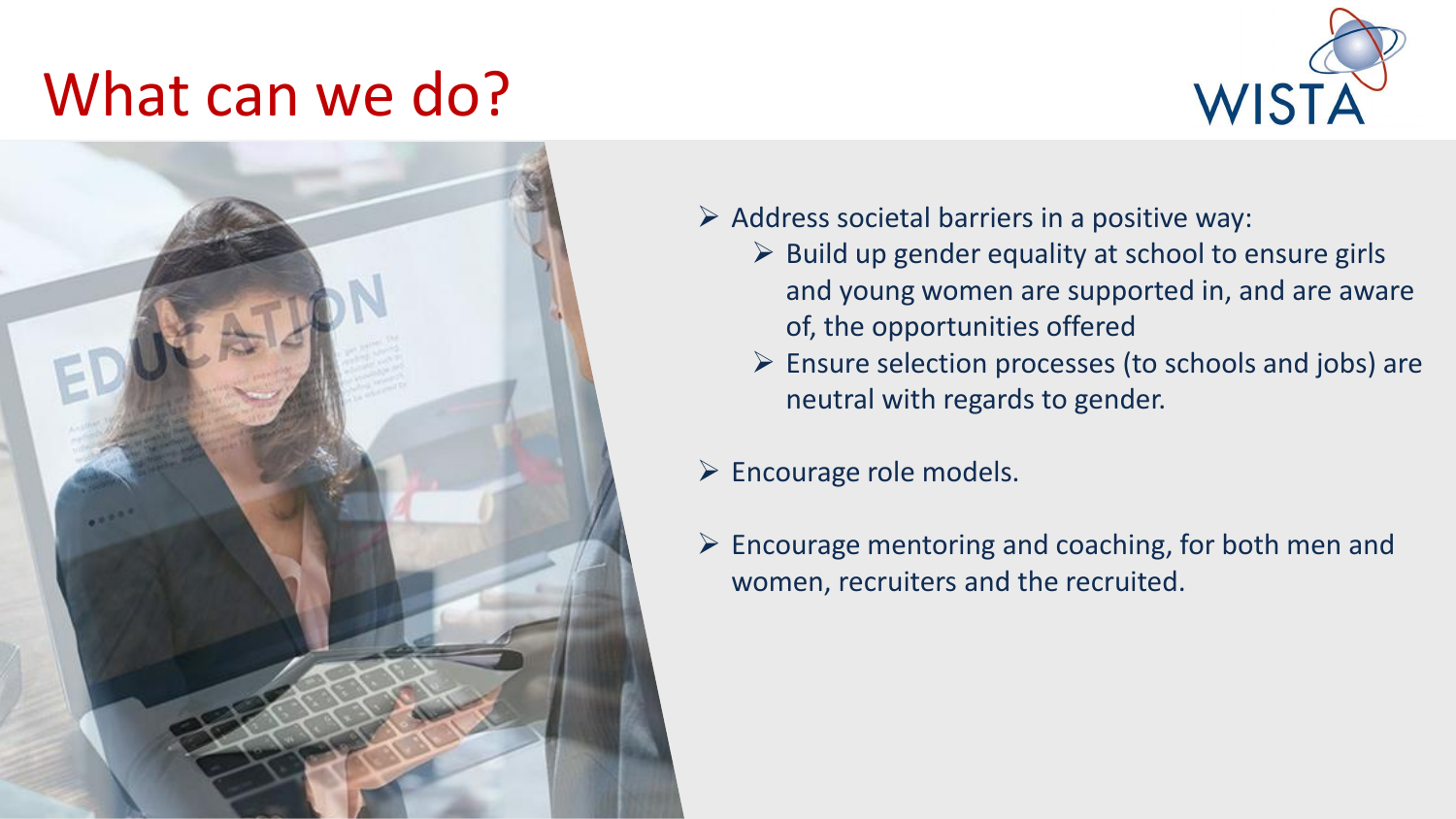# What can we do?

- Address societal barriers in a positive way:
  - Build up gender equality at school to ensure girls and young women are supported in, and are aware of, the opportunities offered
  - Ensure selection processes (to schools and jobs) are neutral with regards to gender.
- Encourage role models.
- Encourage mentoring and coaching, for both men and women, recruiters and the recruited.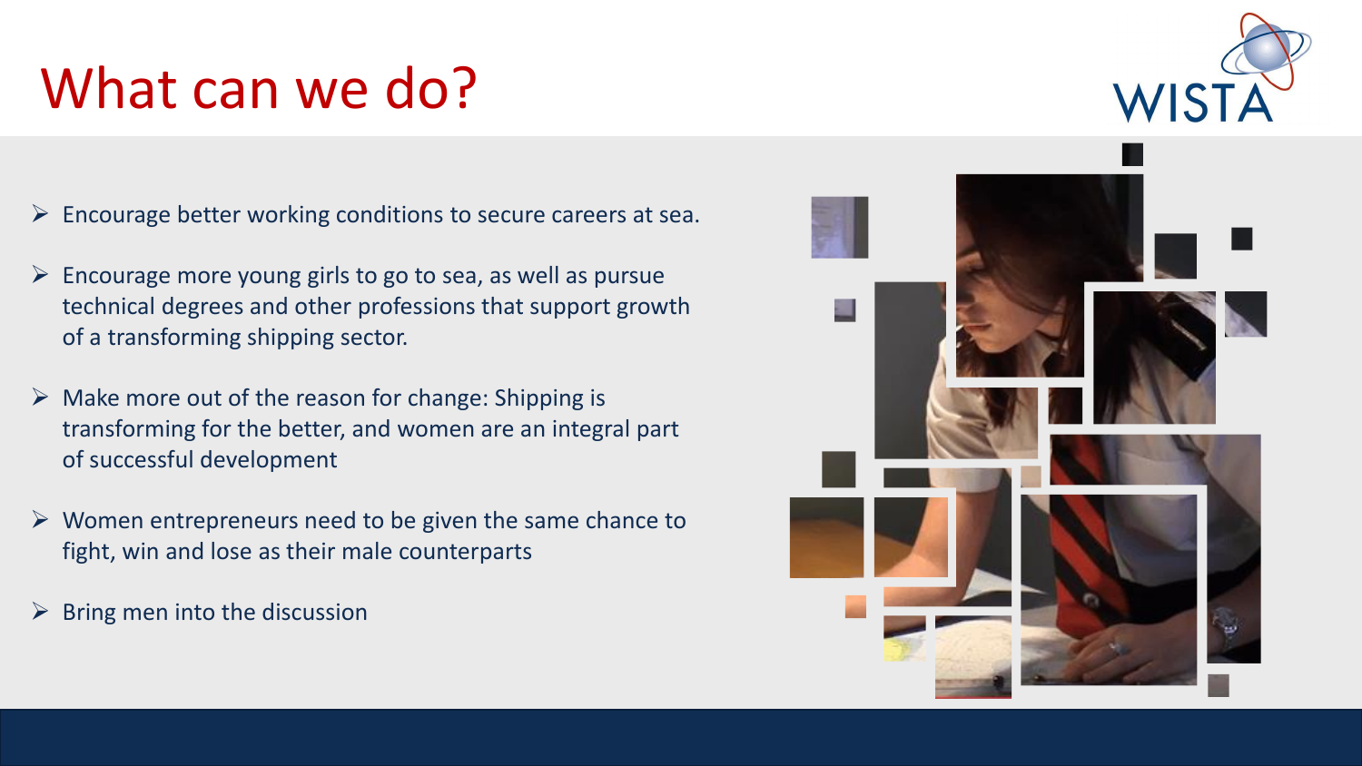# What can we do?

- Encourage better working conditions to secure careers at sea.
- Encourage more young girls to go to sea, as well as pursue technical degrees and other professions that support growth of a transforming shipping sector.
- Make more out of the reason for change: Shipping is transforming for the better, and women are an integral part of successful development
- Women entrepreneurs need to be given the same chance to fight, win and lose as their male counterparts
- Bring men into the discussion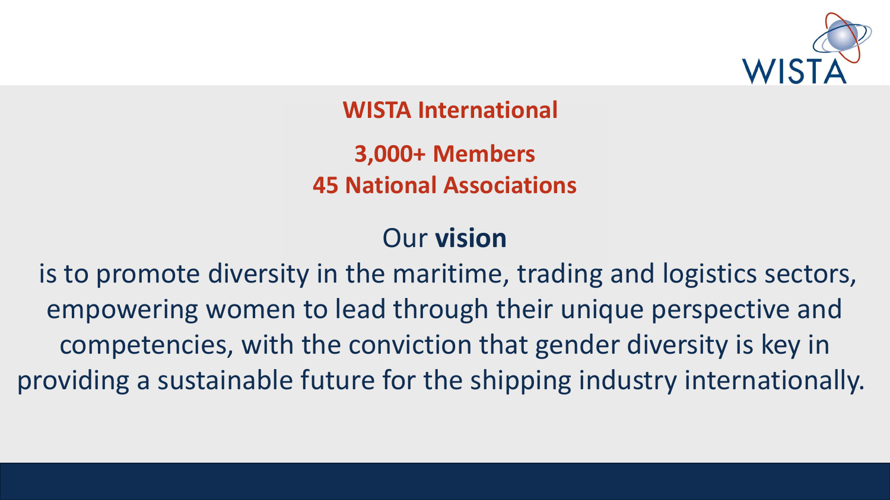## WISTA International

**3,000+ Members**
**45 National Associations**

Our **vision**

is to promote diversity in the maritime, trading and logistics sectors, empowering women to lead through their unique perspective and competencies, with the conviction that gender diversity is key in providing a sustainable future for the shipping industry internationally.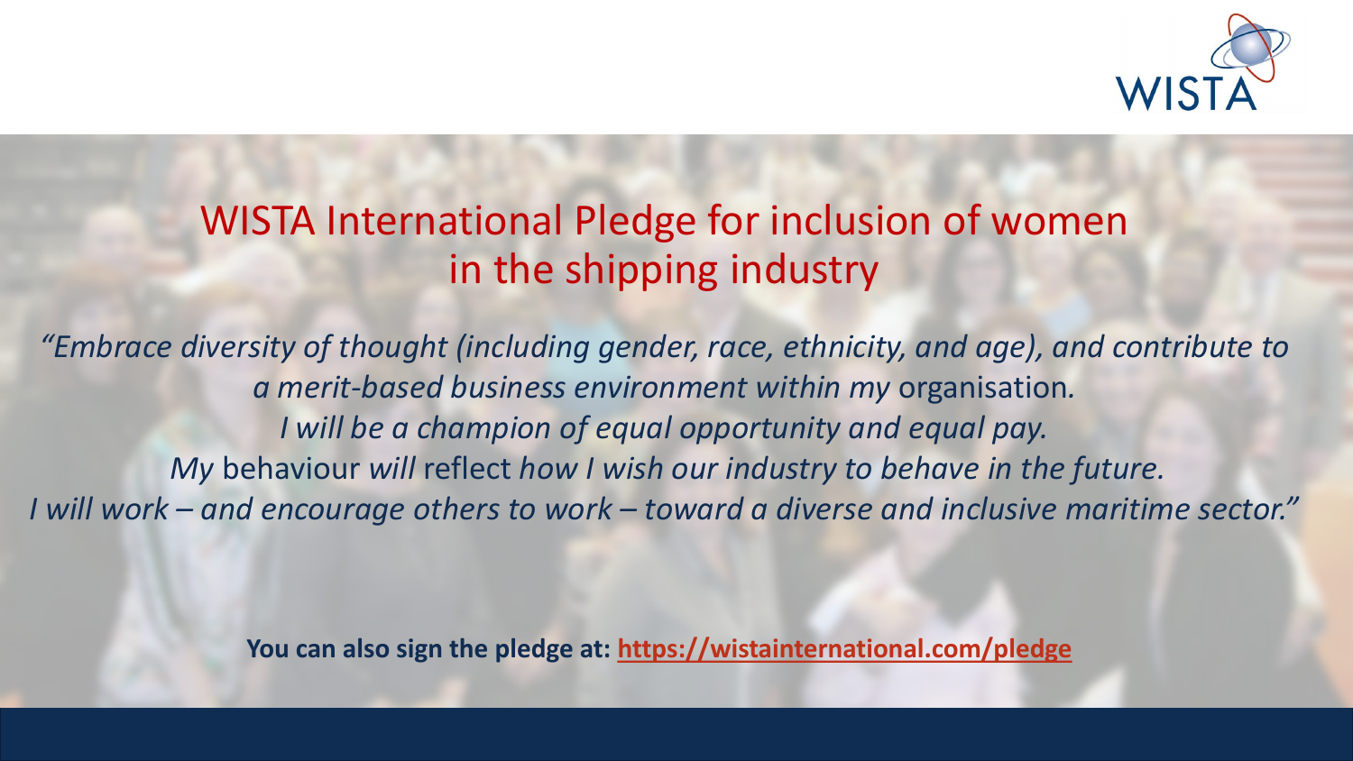# WISTA International Pledge for inclusion of women in the shipping industry

*"Embrace diversity of thought (including gender, race, ethnicity, and age), and contribute to a merit-based business environment within my* organisation*.*
*I will be a champion of equal opportunity and equal pay.*
*My* behaviour *will* reflect *how I wish our industry to behave in the future.*
*I will work – and encourage others to work – toward a diverse and inclusive maritime sector."*

**You can also sign the pledge at: https://wistainternational.com/pledge**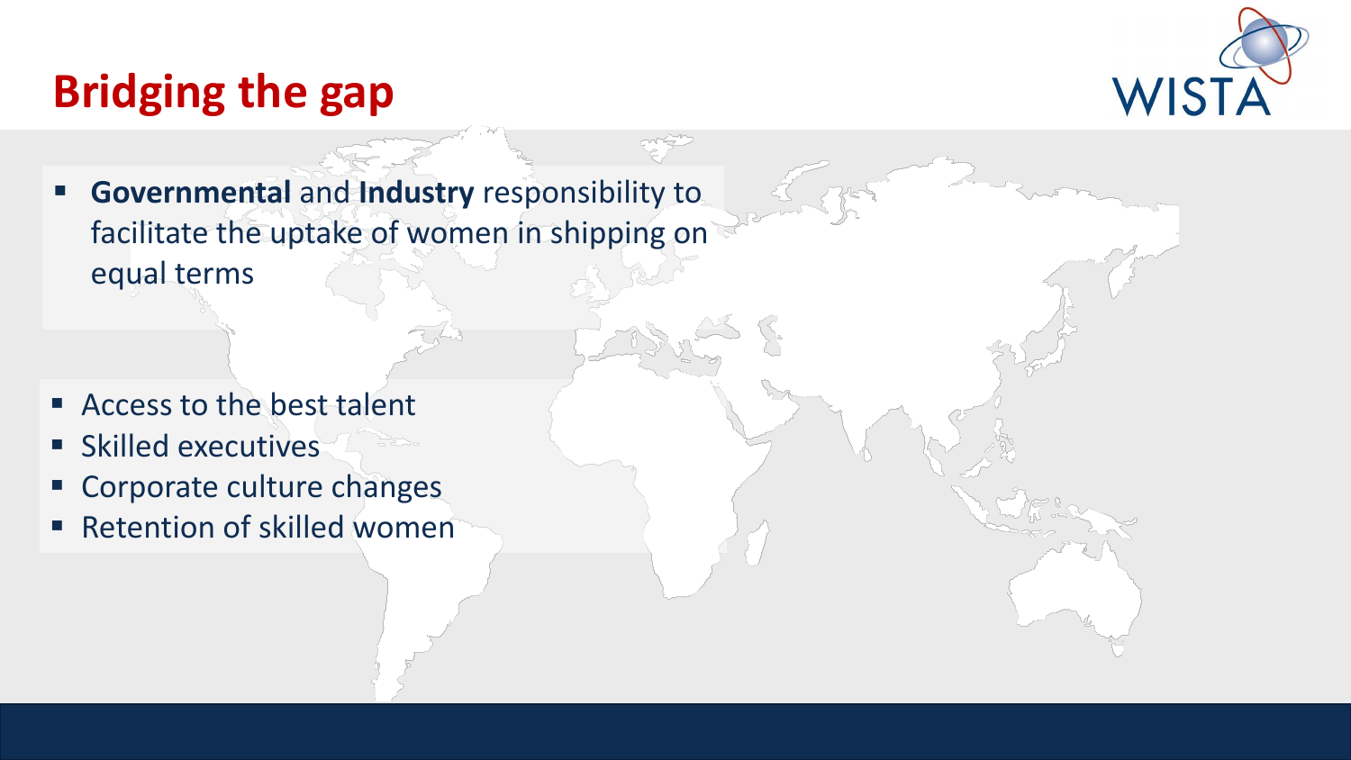# Bridging the gap

- **Governmental** and **Industry** responsibility to facilitate the uptake of women in shipping on equal terms

- Access to the best talent
- Skilled executives
- Corporate culture changes
- Retention of skilled women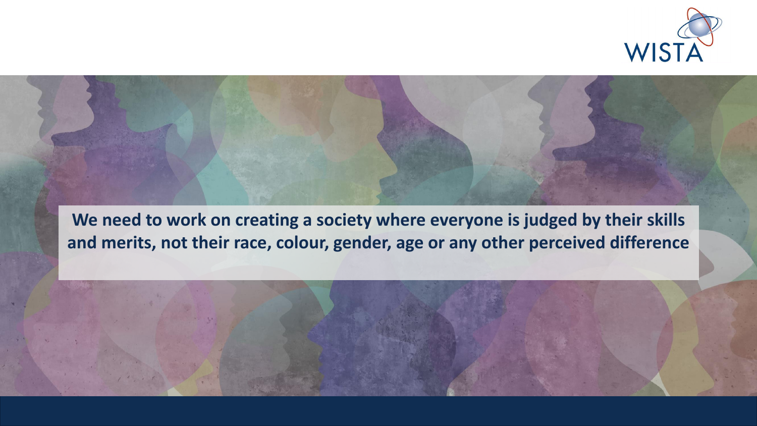**We need to work on creating a society where everyone is judged by their skills and merits, not their race, colour, gender, age or any other perceived difference**